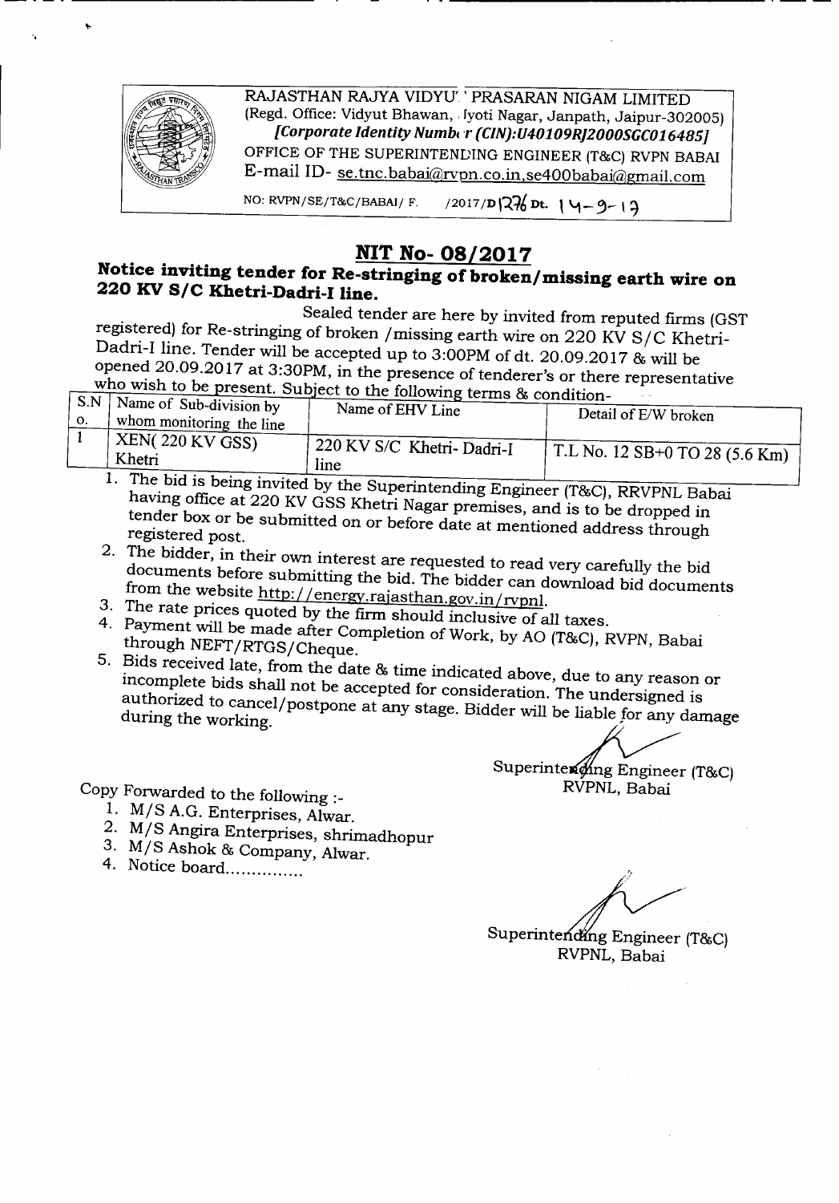RAJASTHAN RAJYA VIDYUT PRASARAN NIGAM LIMITED
(Regd. Office: Vidyut Bhawan, Jyoti Nagar, Janpath, Jaipur-302005)
*[Corporate Identity Number (CIN):U40109RJ2000SGC016485]*
OFFICE OF THE SUPERINTENDING ENGINEER (T&C) RVPN BABAI
E-mail ID- se.tnc.babai@rvpn.co.in,se400babai@gmail.com

NO: RVPN/SE/T&C/BABAI/ F. /2017/D1276 Dt. 14-9-17

# NIT No- 08/2017

## Notice inviting tender for Re-stringing of broken/missing earth wire on 220 KV S/C Khetri-Dadri-I line.

Sealed tender are here by invited from reputed firms (GST registered) for Re-stringing of broken /missing earth wire on 220 KV S/C Khetri-Dadri-I line. Tender will be accepted up to 3:00PM of dt. 20.09.2017 & will be opened 20.09.2017 at 3:30PM, in the presence of tenderer's or there representative who wish to be present. Subject to the following terms & condition-

| S.No. | Name of Sub-division by whom monitoring the line | Name of EHV Line | Detail of E/W broken |
|---|---|---|---|
| 1 | XEN( 220 KV GSS) Khetri | 220 KV S/C Khetri- Dadri-I line | T.L No. 12 SB+0 TO 28 (5.6 Km) |

1. The bid is being invited by the Superintending Engineer (T&C), RRVPNL Babai having office at 220 KV GSS Khetri Nagar premises, and is to be dropped in tender box or be submitted on or before date at mentioned address through registered post.
2. The bidder, in their own interest are requested to read very carefully the bid documents before submitting the bid. The bidder can download bid documents from the website http://energy.rajasthan.gov.in/rvpnl.
3. The rate prices quoted by the firm should inclusive of all taxes.
4. Payment will be made after Completion of Work, by AO (T&C), RVPN, Babai through NEFT/RTGS/Cheque.
5. Bids received late, from the date & time indicated above, due to any reason or incomplete bids shall not be accepted for consideration. The undersigned is authorized to cancel/postpone at any stage. Bidder will be liable for any damage during the working.

Superintending Engineer (T&C)
RVPNL, Babai

Copy Forwarded to the following :-

1. M/S A.G. Enterprises, Alwar.
2. M/S Angira Enterprises, shrimadhopur
3. M/S Ashok & Company, Alwar.
4. Notice board..............

Superintending Engineer (T&C)
RVPNL, Babai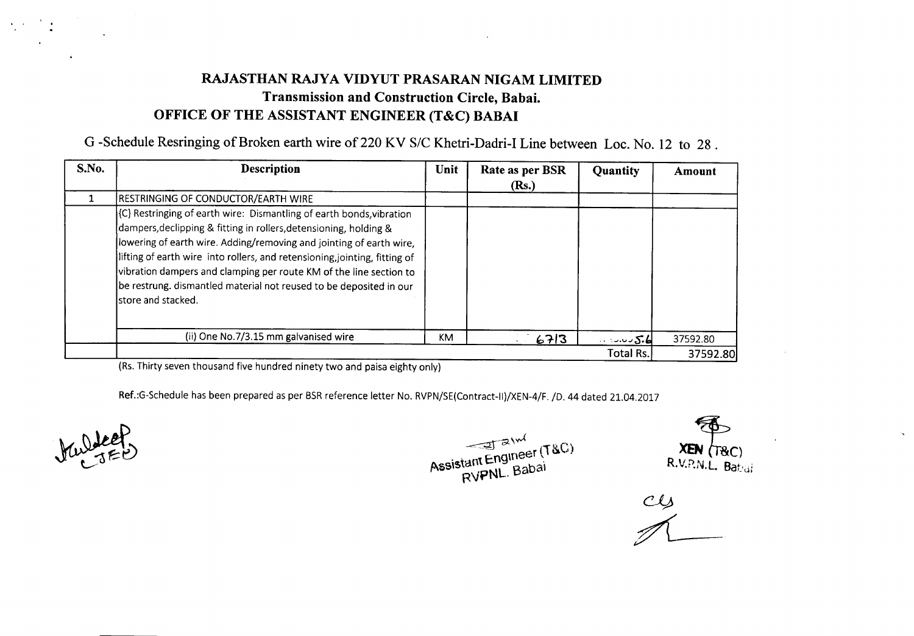# RAJASTHAN RAJYA VIDYUT PRASARAN NIGAM LIMITED

## Transmission and Construction Circle, Babai.

## OFFICE OF THE ASSISTANT ENGINEER (T&C) BABAI

G -Schedule Resringing of Broken earth wire of 220 KV S/C Khetri-Dadri-I Line between Loc. No. 12 to 28 .

| S.No. | Description | Unit | Rate as per BSR (Rs.) | Quantity | Amount |
|---|---|---|---|---|---|
| 1 | RESTRINGING OF CONDUCTOR/EARTH WIRE | | | | |
| | (C) Restringing of earth wire: Dismantling of earth bonds,vibration dampers,declipping & fitting in rollers,detensioning, holding & lowering of earth wire. Adding/removing and jointing of earth wire, lifting of earth wire into rollers, and retensioning,jointing, fitting of vibration dampers and clamping per route KM of the line section to be restrung. dismantled material not reused to be deposited in our store and stacked. | | | | |
| | (ii) One No.7/3.15 mm galvanised wire | KM | 6713 | 5.6 | 37592.80 |
| | | | | Total Rs. | 37592.80 |

(Rs. Thirty seven thousand five hundred ninety two and paisa eighty only)

Ref.:G-Schedule has been prepared as per BSR reference letter No. RVPN/SE(Contract-II)/XEN-4/F. /D. 44 dated 21.04.2017

Kuldeep (JEN)

Assistant Engineer (T&C)
RVPNL. Babai

XEN (T&C)
R.V.P.N.L. Babai